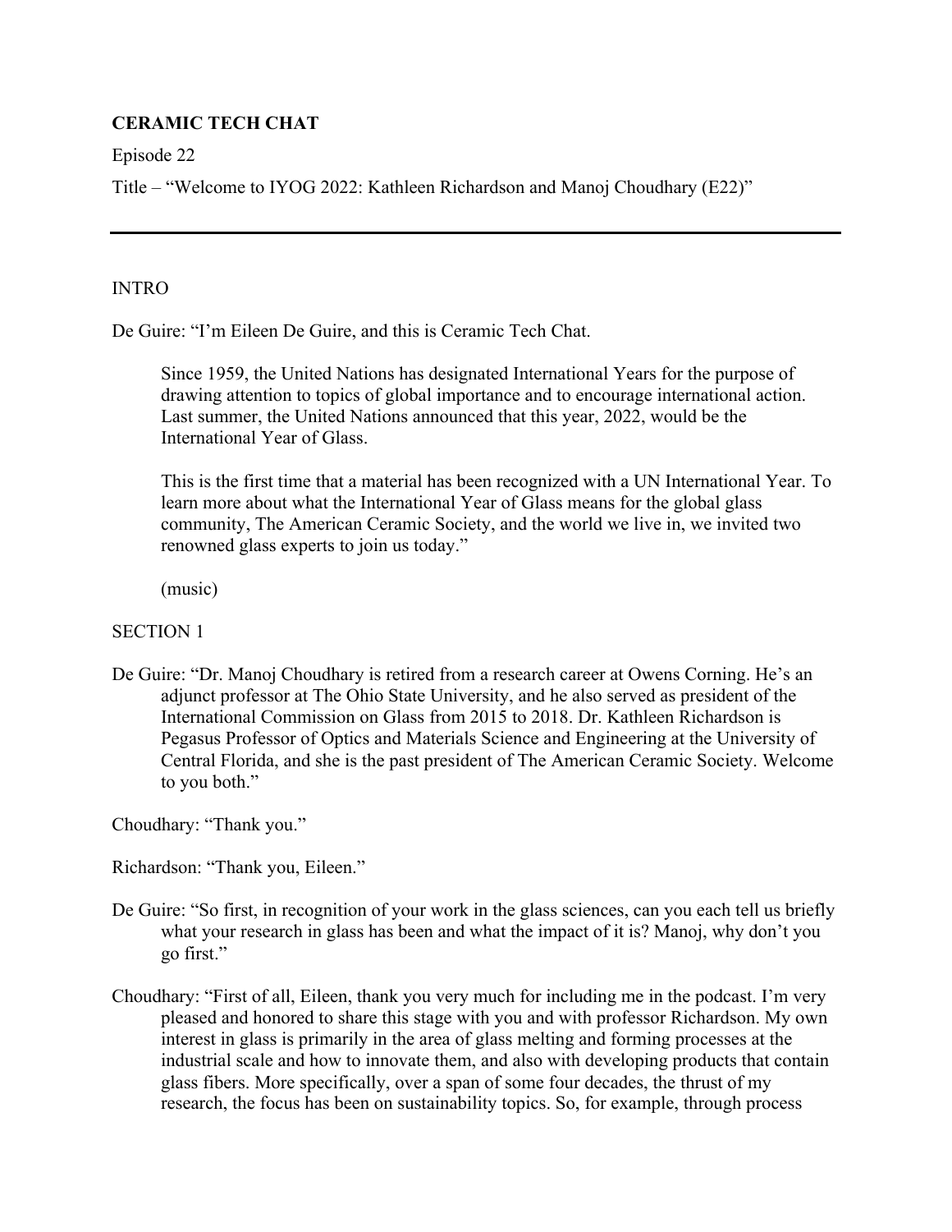**CERAMIC TECH CHAT**

Episode 22

Title – "Welcome to IYOG 2022: Kathleen Richardson and Manoj Choudhary (E22)"

---

INTRO

De Guire: "I'm Eileen De Guire, and this is Ceramic Tech Chat.

> Since 1959, the United Nations has designated International Years for the purpose of drawing attention to topics of global importance and to encourage international action. Last summer, the United Nations announced that this year, 2022, would be the International Year of Glass.
>
> This is the first time that a material has been recognized with a UN International Year. To learn more about what the International Year of Glass means for the global glass community, The American Ceramic Society, and the world we live in, we invited two renowned glass experts to join us today."
>
> (music)

SECTION 1

De Guire: "Dr. Manoj Choudhary is retired from a research career at Owens Corning. He's an adjunct professor at The Ohio State University, and he also served as president of the International Commission on Glass from 2015 to 2018. Dr. Kathleen Richardson is Pegasus Professor of Optics and Materials Science and Engineering at the University of Central Florida, and she is the past president of The American Ceramic Society. Welcome to you both."

Choudhary: "Thank you."

Richardson: "Thank you, Eileen."

De Guire: "So first, in recognition of your work in the glass sciences, can you each tell us briefly what your research in glass has been and what the impact of it is? Manoj, why don't you go first."

Choudhary: "First of all, Eileen, thank you very much for including me in the podcast. I'm very pleased and honored to share this stage with you and with professor Richardson. My own interest in glass is primarily in the area of glass melting and forming processes at the industrial scale and how to innovate them, and also with developing products that contain glass fibers. More specifically, over a span of some four decades, the thrust of my research, the focus has been on sustainability topics. So, for example, through process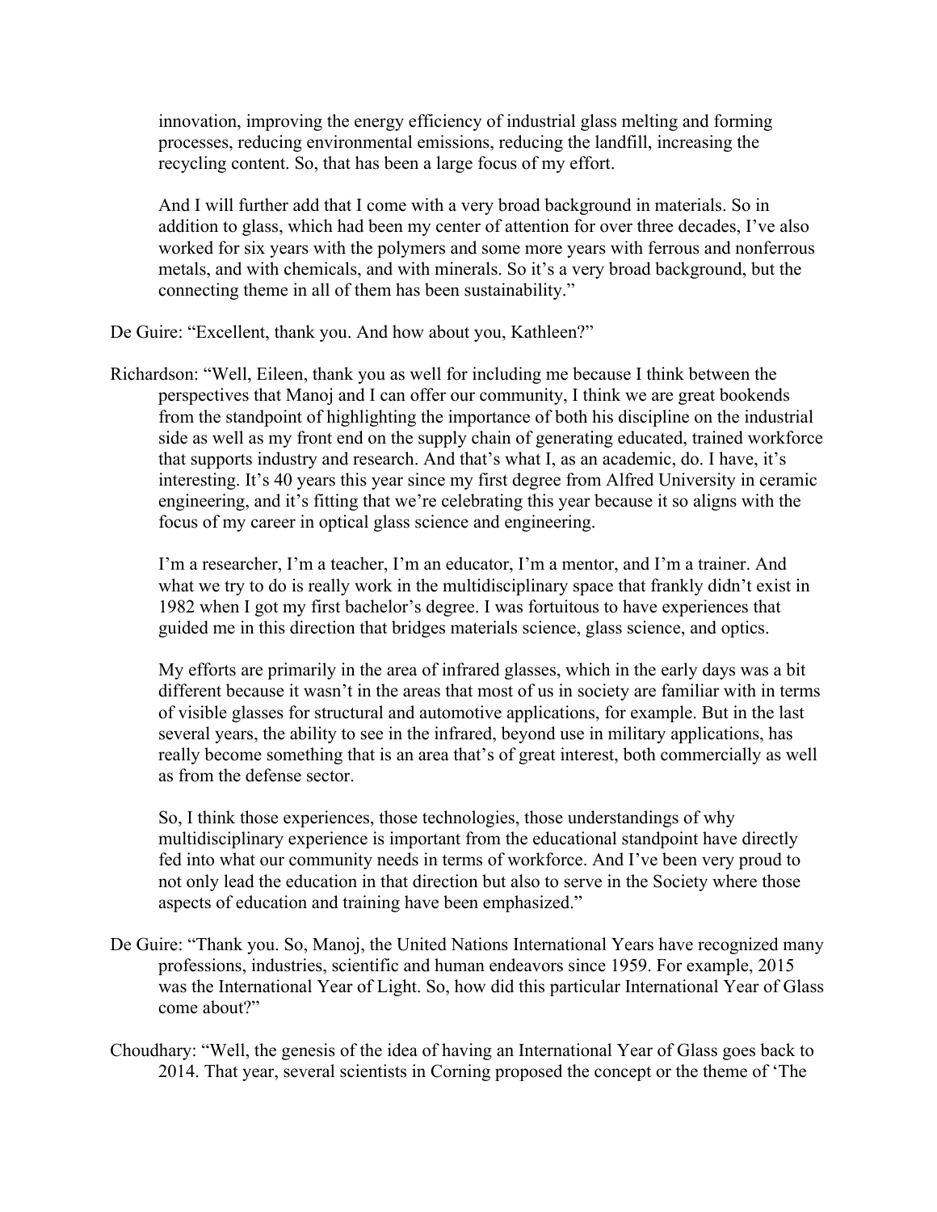innovation, improving the energy efficiency of industrial glass melting and forming processes, reducing environmental emissions, reducing the landfill, increasing the recycling content. So, that has been a large focus of my effort.

And I will further add that I come with a very broad background in materials. So in addition to glass, which had been my center of attention for over three decades, I've also worked for six years with the polymers and some more years with ferrous and nonferrous metals, and with chemicals, and with minerals. So it's a very broad background, but the connecting theme in all of them has been sustainability."

De Guire: "Excellent, thank you. And how about you, Kathleen?"

Richardson: "Well, Eileen, thank you as well for including me because I think between the perspectives that Manoj and I can offer our community, I think we are great bookends from the standpoint of highlighting the importance of both his discipline on the industrial side as well as my front end on the supply chain of generating educated, trained workforce that supports industry and research. And that's what I, as an academic, do. I have, it's interesting. It's 40 years this year since my first degree from Alfred University in ceramic engineering, and it's fitting that we're celebrating this year because it so aligns with the focus of my career in optical glass science and engineering.

I'm a researcher, I'm a teacher, I'm an educator, I'm a mentor, and I'm a trainer. And what we try to do is really work in the multidisciplinary space that frankly didn't exist in 1982 when I got my first bachelor's degree. I was fortuitous to have experiences that guided me in this direction that bridges materials science, glass science, and optics.

My efforts are primarily in the area of infrared glasses, which in the early days was a bit different because it wasn't in the areas that most of us in society are familiar with in terms of visible glasses for structural and automotive applications, for example. But in the last several years, the ability to see in the infrared, beyond use in military applications, has really become something that is an area that's of great interest, both commercially as well as from the defense sector.

So, I think those experiences, those technologies, those understandings of why multidisciplinary experience is important from the educational standpoint have directly fed into what our community needs in terms of workforce. And I've been very proud to not only lead the education in that direction but also to serve in the Society where those aspects of education and training have been emphasized."

De Guire: "Thank you. So, Manoj, the United Nations International Years have recognized many professions, industries, scientific and human endeavors since 1959. For example, 2015 was the International Year of Light. So, how did this particular International Year of Glass come about?"

Choudhary: "Well, the genesis of the idea of having an International Year of Glass goes back to 2014. That year, several scientists in Corning proposed the concept or the theme of 'The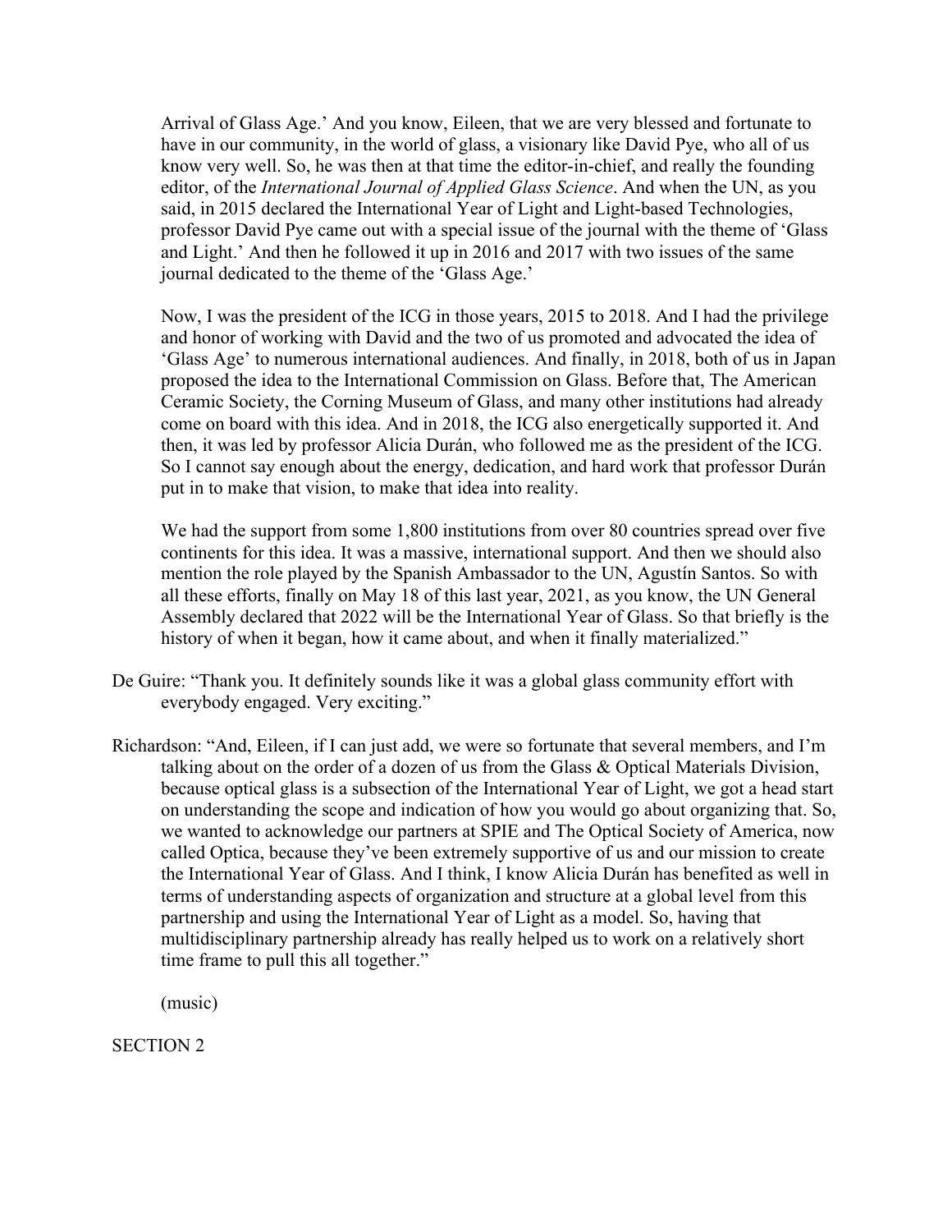Arrival of Glass Age.' And you know, Eileen, that we are very blessed and fortunate to have in our community, in the world of glass, a visionary like David Pye, who all of us know very well. So, he was then at that time the editor-in-chief, and really the founding editor, of the *International Journal of Applied Glass Science*. And when the UN, as you said, in 2015 declared the International Year of Light and Light-based Technologies, professor David Pye came out with a special issue of the journal with the theme of 'Glass and Light.' And then he followed it up in 2016 and 2017 with two issues of the same journal dedicated to the theme of the 'Glass Age.'

Now, I was the president of the ICG in those years, 2015 to 2018. And I had the privilege and honor of working with David and the two of us promoted and advocated the idea of 'Glass Age' to numerous international audiences. And finally, in 2018, both of us in Japan proposed the idea to the International Commission on Glass. Before that, The American Ceramic Society, the Corning Museum of Glass, and many other institutions had already come on board with this idea. And in 2018, the ICG also energetically supported it. And then, it was led by professor Alicia Durán, who followed me as the president of the ICG. So I cannot say enough about the energy, dedication, and hard work that professor Durán put in to make that vision, to make that idea into reality.

We had the support from some 1,800 institutions from over 80 countries spread over five continents for this idea. It was a massive, international support. And then we should also mention the role played by the Spanish Ambassador to the UN, Agustín Santos. So with all these efforts, finally on May 18 of this last year, 2021, as you know, the UN General Assembly declared that 2022 will be the International Year of Glass. So that briefly is the history of when it began, how it came about, and when it finally materialized."

De Guire: "Thank you. It definitely sounds like it was a global glass community effort with everybody engaged. Very exciting."

Richardson: "And, Eileen, if I can just add, we were so fortunate that several members, and I'm talking about on the order of a dozen of us from the Glass & Optical Materials Division, because optical glass is a subsection of the International Year of Light, we got a head start on understanding the scope and indication of how you would go about organizing that. So, we wanted to acknowledge our partners at SPIE and The Optical Society of America, now called Optica, because they've been extremely supportive of us and our mission to create the International Year of Glass. And I think, I know Alicia Durán has benefited as well in terms of understanding aspects of organization and structure at a global level from this partnership and using the International Year of Light as a model. So, having that multidisciplinary partnership already has really helped us to work on a relatively short time frame to pull this all together."

(music)

SECTION 2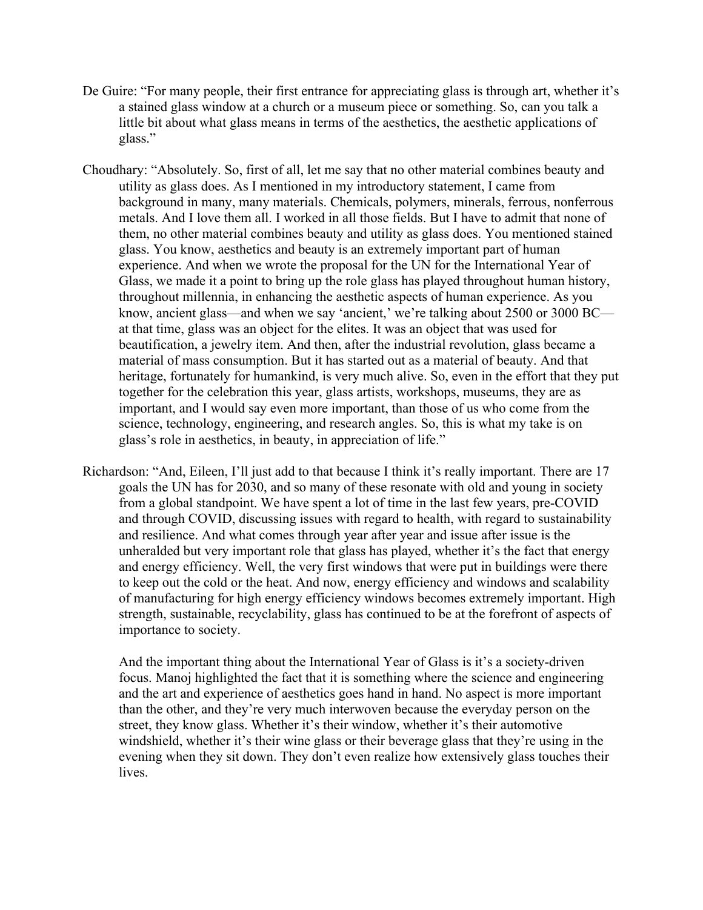De Guire: "For many people, their first entrance for appreciating glass is through art, whether it's a stained glass window at a church or a museum piece or something. So, can you talk a little bit about what glass means in terms of the aesthetics, the aesthetic applications of glass."

Choudhary: "Absolutely. So, first of all, let me say that no other material combines beauty and utility as glass does. As I mentioned in my introductory statement, I came from background in many, many materials. Chemicals, polymers, minerals, ferrous, nonferrous metals. And I love them all. I worked in all those fields. But I have to admit that none of them, no other material combines beauty and utility as glass does. You mentioned stained glass. You know, aesthetics and beauty is an extremely important part of human experience. And when we wrote the proposal for the UN for the International Year of Glass, we made it a point to bring up the role glass has played throughout human history, throughout millennia, in enhancing the aesthetic aspects of human experience. As you know, ancient glass—and when we say 'ancient,' we're talking about 2500 or 3000 BC—at that time, glass was an object for the elites. It was an object that was used for beautification, a jewelry item. And then, after the industrial revolution, glass became a material of mass consumption. But it has started out as a material of beauty. And that heritage, fortunately for humankind, is very much alive. So, even in the effort that they put together for the celebration this year, glass artists, workshops, museums, they are as important, and I would say even more important, than those of us who come from the science, technology, engineering, and research angles. So, this is what my take is on glass's role in aesthetics, in beauty, in appreciation of life."

Richardson: "And, Eileen, I'll just add to that because I think it's really important. There are 17 goals the UN has for 2030, and so many of these resonate with old and young in society from a global standpoint. We have spent a lot of time in the last few years, pre-COVID and through COVID, discussing issues with regard to health, with regard to sustainability and resilience. And what comes through year after year and issue after issue is the unheralded but very important role that glass has played, whether it's the fact that energy and energy efficiency. Well, the very first windows that were put in buildings were there to keep out the cold or the heat. And now, energy efficiency and windows and scalability of manufacturing for high energy efficiency windows becomes extremely important. High strength, sustainable, recyclability, glass has continued to be at the forefront of aspects of importance to society.

And the important thing about the International Year of Glass is it's a society-driven focus. Manoj highlighted the fact that it is something where the science and engineering and the art and experience of aesthetics goes hand in hand. No aspect is more important than the other, and they're very much interwoven because the everyday person on the street, they know glass. Whether it's their window, whether it's their automotive windshield, whether it's their wine glass or their beverage glass that they're using in the evening when they sit down. They don't even realize how extensively glass touches their lives.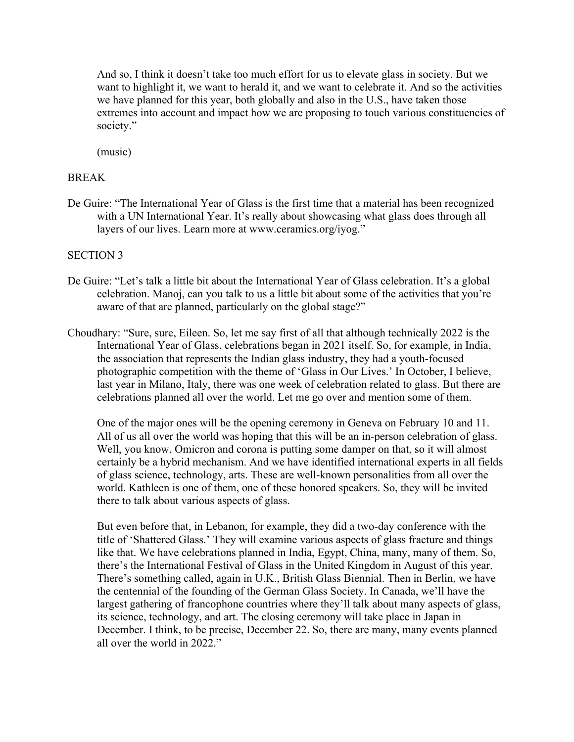And so, I think it doesn't take too much effort for us to elevate glass in society. But we want to highlight it, we want to herald it, and we want to celebrate it. And so the activities we have planned for this year, both globally and also in the U.S., have taken those extremes into account and impact how we are proposing to touch various constituencies of society."

(music)

BREAK

De Guire: "The International Year of Glass is the first time that a material has been recognized with a UN International Year. It's really about showcasing what glass does through all layers of our lives. Learn more at www.ceramics.org/iyog."

SECTION 3

De Guire: "Let's talk a little bit about the International Year of Glass celebration. It's a global celebration. Manoj, can you talk to us a little bit about some of the activities that you're aware of that are planned, particularly on the global stage?"

Choudhary: "Sure, sure, Eileen. So, let me say first of all that although technically 2022 is the International Year of Glass, celebrations began in 2021 itself. So, for example, in India, the association that represents the Indian glass industry, they had a youth-focused photographic competition with the theme of 'Glass in Our Lives.' In October, I believe, last year in Milano, Italy, there was one week of celebration related to glass. But there are celebrations planned all over the world. Let me go over and mention some of them.

One of the major ones will be the opening ceremony in Geneva on February 10 and 11. All of us all over the world was hoping that this will be an in-person celebration of glass. Well, you know, Omicron and corona is putting some damper on that, so it will almost certainly be a hybrid mechanism. And we have identified international experts in all fields of glass science, technology, arts. These are well-known personalities from all over the world. Kathleen is one of them, one of these honored speakers. So, they will be invited there to talk about various aspects of glass.

But even before that, in Lebanon, for example, they did a two-day conference with the title of 'Shattered Glass.' They will examine various aspects of glass fracture and things like that. We have celebrations planned in India, Egypt, China, many, many of them. So, there's the International Festival of Glass in the United Kingdom in August of this year. There's something called, again in U.K., British Glass Biennial. Then in Berlin, we have the centennial of the founding of the German Glass Society. In Canada, we'll have the largest gathering of francophone countries where they'll talk about many aspects of glass, its science, technology, and art. The closing ceremony will take place in Japan in December. I think, to be precise, December 22. So, there are many, many events planned all over the world in 2022."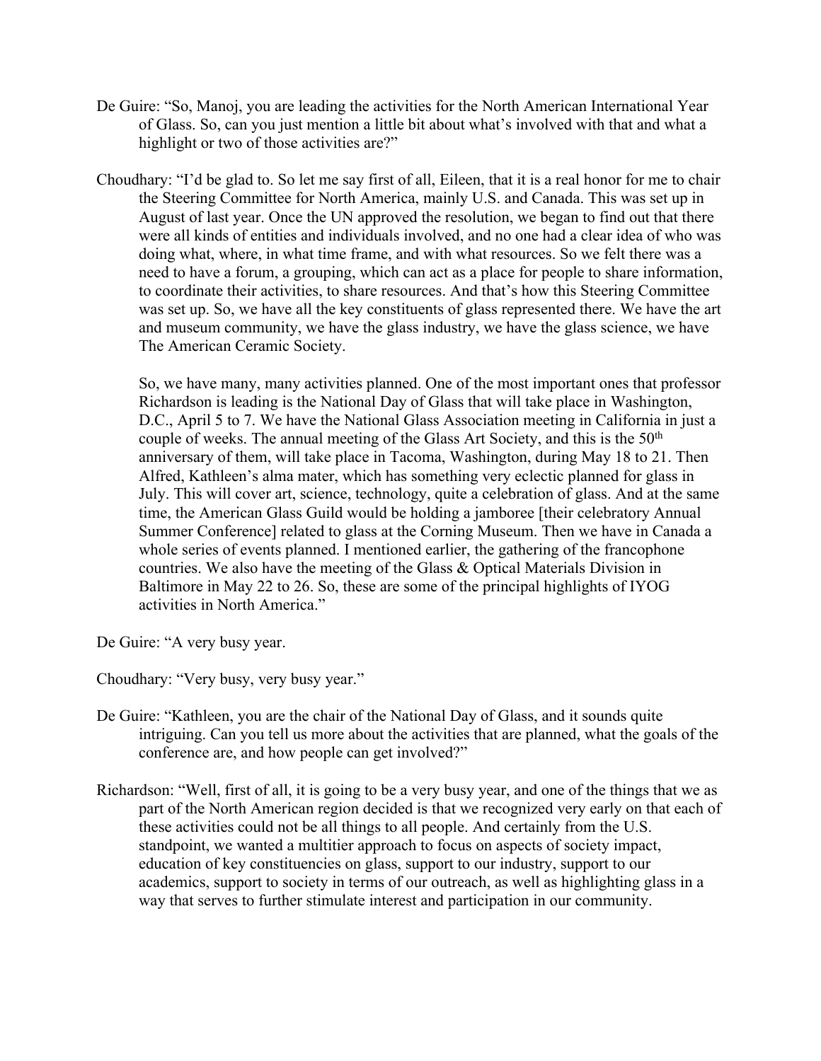De Guire: "So, Manoj, you are leading the activities for the North American International Year of Glass. So, can you just mention a little bit about what's involved with that and what a highlight or two of those activities are?"

Choudhary: "I'd be glad to. So let me say first of all, Eileen, that it is a real honor for me to chair the Steering Committee for North America, mainly U.S. and Canada. This was set up in August of last year. Once the UN approved the resolution, we began to find out that there were all kinds of entities and individuals involved, and no one had a clear idea of who was doing what, where, in what time frame, and with what resources. So we felt there was a need to have a forum, a grouping, which can act as a place for people to share information, to coordinate their activities, to share resources. And that's how this Steering Committee was set up. So, we have all the key constituents of glass represented there. We have the art and museum community, we have the glass industry, we have the glass science, we have The American Ceramic Society.

So, we have many, many activities planned. One of the most important ones that professor Richardson is leading is the National Day of Glass that will take place in Washington, D.C., April 5 to 7. We have the National Glass Association meeting in California in just a couple of weeks. The annual meeting of the Glass Art Society, and this is the 50th anniversary of them, will take place in Tacoma, Washington, during May 18 to 21. Then Alfred, Kathleen's alma mater, which has something very eclectic planned for glass in July. This will cover art, science, technology, quite a celebration of glass. And at the same time, the American Glass Guild would be holding a jamboree [their celebratory Annual Summer Conference] related to glass at the Corning Museum. Then we have in Canada a whole series of events planned. I mentioned earlier, the gathering of the francophone countries. We also have the meeting of the Glass & Optical Materials Division in Baltimore in May 22 to 26. So, these are some of the principal highlights of IYOG activities in North America."

De Guire: "A very busy year.

Choudhary: "Very busy, very busy year."

De Guire: "Kathleen, you are the chair of the National Day of Glass, and it sounds quite intriguing. Can you tell us more about the activities that are planned, what the goals of the conference are, and how people can get involved?"

Richardson: "Well, first of all, it is going to be a very busy year, and one of the things that we as part of the North American region decided is that we recognized very early on that each of these activities could not be all things to all people. And certainly from the U.S. standpoint, we wanted a multitier approach to focus on aspects of society impact, education of key constituencies on glass, support to our industry, support to our academics, support to society in terms of our outreach, as well as highlighting glass in a way that serves to further stimulate interest and participation in our community.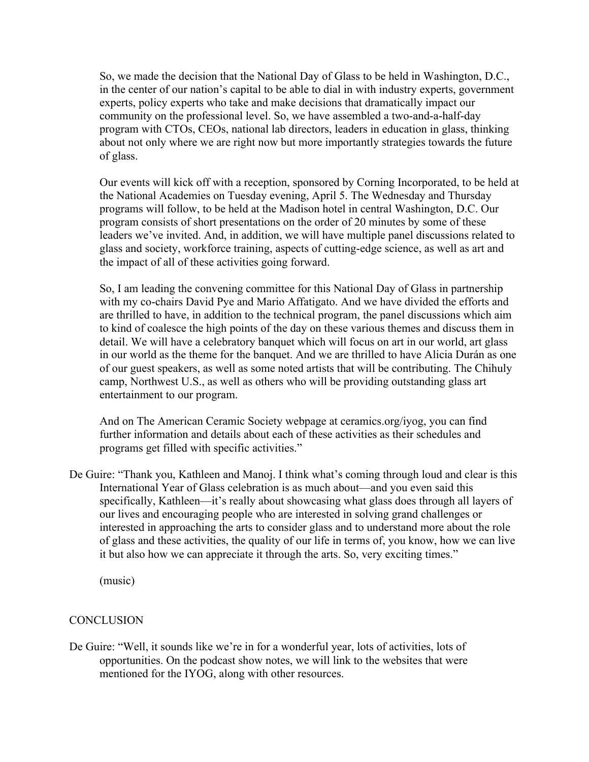So, we made the decision that the National Day of Glass to be held in Washington, D.C., in the center of our nation's capital to be able to dial in with industry experts, government experts, policy experts who take and make decisions that dramatically impact our community on the professional level. So, we have assembled a two-and-a-half-day program with CTOs, CEOs, national lab directors, leaders in education in glass, thinking about not only where we are right now but more importantly strategies towards the future of glass.

Our events will kick off with a reception, sponsored by Corning Incorporated, to be held at the National Academies on Tuesday evening, April 5. The Wednesday and Thursday programs will follow, to be held at the Madison hotel in central Washington, D.C. Our program consists of short presentations on the order of 20 minutes by some of these leaders we've invited. And, in addition, we will have multiple panel discussions related to glass and society, workforce training, aspects of cutting-edge science, as well as art and the impact of all of these activities going forward.

So, I am leading the convening committee for this National Day of Glass in partnership with my co-chairs David Pye and Mario Affatigato. And we have divided the efforts and are thrilled to have, in addition to the technical program, the panel discussions which aim to kind of coalesce the high points of the day on these various themes and discuss them in detail. We will have a celebratory banquet which will focus on art in our world, art glass in our world as the theme for the banquet. And we are thrilled to have Alicia Durán as one of our guest speakers, as well as some noted artists that will be contributing. The Chihuly camp, Northwest U.S., as well as others who will be providing outstanding glass art entertainment to our program.

And on The American Ceramic Society webpage at ceramics.org/iyog, you can find further information and details about each of these activities as their schedules and programs get filled with specific activities."

De Guire: "Thank you, Kathleen and Manoj. I think what's coming through loud and clear is this International Year of Glass celebration is as much about—and you even said this specifically, Kathleen—it's really about showcasing what glass does through all layers of our lives and encouraging people who are interested in solving grand challenges or interested in approaching the arts to consider glass and to understand more about the role of glass and these activities, the quality of our life in terms of, you know, how we can live it but also how we can appreciate it through the arts. So, very exciting times."

(music)

CONCLUSION

De Guire: "Well, it sounds like we're in for a wonderful year, lots of activities, lots of opportunities. On the podcast show notes, we will link to the websites that were mentioned for the IYOG, along with other resources.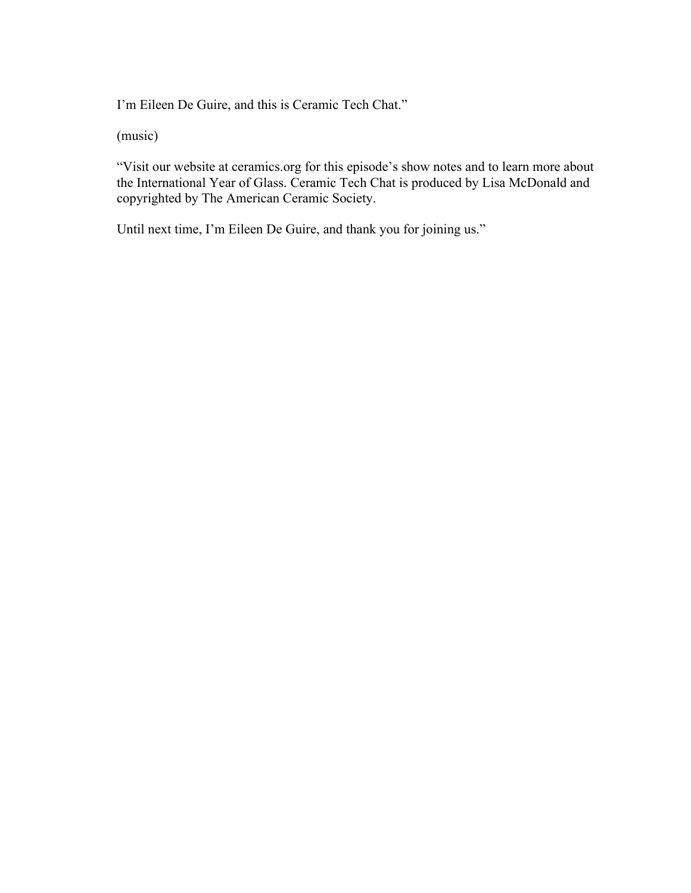I'm Eileen De Guire, and this is Ceramic Tech Chat."

(music)

"Visit our website at ceramics.org for this episode's show notes and to learn more about the International Year of Glass. Ceramic Tech Chat is produced by Lisa McDonald and copyrighted by The American Ceramic Society.

Until next time, I'm Eileen De Guire, and thank you for joining us."